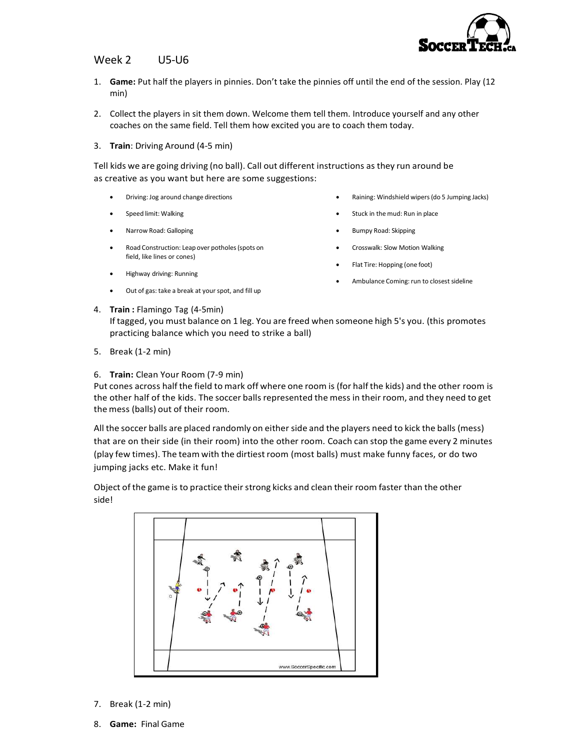# Week 2 U5-U6

1. **Game:** Put half the players in pinnies. Don't take the pinnies off until the end of the session. Play (12 min)

2. Collect the players in sit them down. Welcome them tell them. Introduce yourself and any other coaches on the same field. Tell them how excited you are to coach them today.

3. **Train**: Driving Around (4-5 min)

Tell kids we are going driving (no ball). Call out different instructions as they run around be as creative as you want but here are some suggestions:

- Driving: Jog around change directions
- Speed limit: Walking
- Narrow Road: Galloping
- Road Construction: Leap over potholes (spots on field, like lines or cones)
- Highway driving: Running
- Out of gas: take a break at your spot, and fill up
- Raining: Windshield wipers (do 5 Jumping Jacks)
- Stuck in the mud: Run in place
- Bumpy Road: Skipping
- Crosswalk: Slow Motion Walking
- Flat Tire: Hopping (one foot)
- Ambulance Coming: run to closest sideline

4. **Train :** Flamingo Tag (4-5min)
   If tagged, you must balance on 1 leg. You are freed when someone high 5's you. (this promotes practicing balance which you need to strike a ball)

5. Break (1-2 min)

6. **Train:** Clean Your Room (7-9 min)

Put cones across half the field to mark off where one room is (for half the kids) and the other room is the other half of the kids. The soccer balls represented the mess in their room, and they need to get the mess (balls) out of their room.

All the soccer balls are placed randomly on either side and the players need to kick the balls (mess) that are on their side (in their room) into the other room. Coach can stop the game every 2 minutes (play few times). The team with the dirtiest room (most balls) must make funny faces, or do two jumping jacks etc. Make it fun!

Object of the game is to practice their strong kicks and clean their room faster than the other side!

7. Break (1-2 min)

8. **Game:** Final Game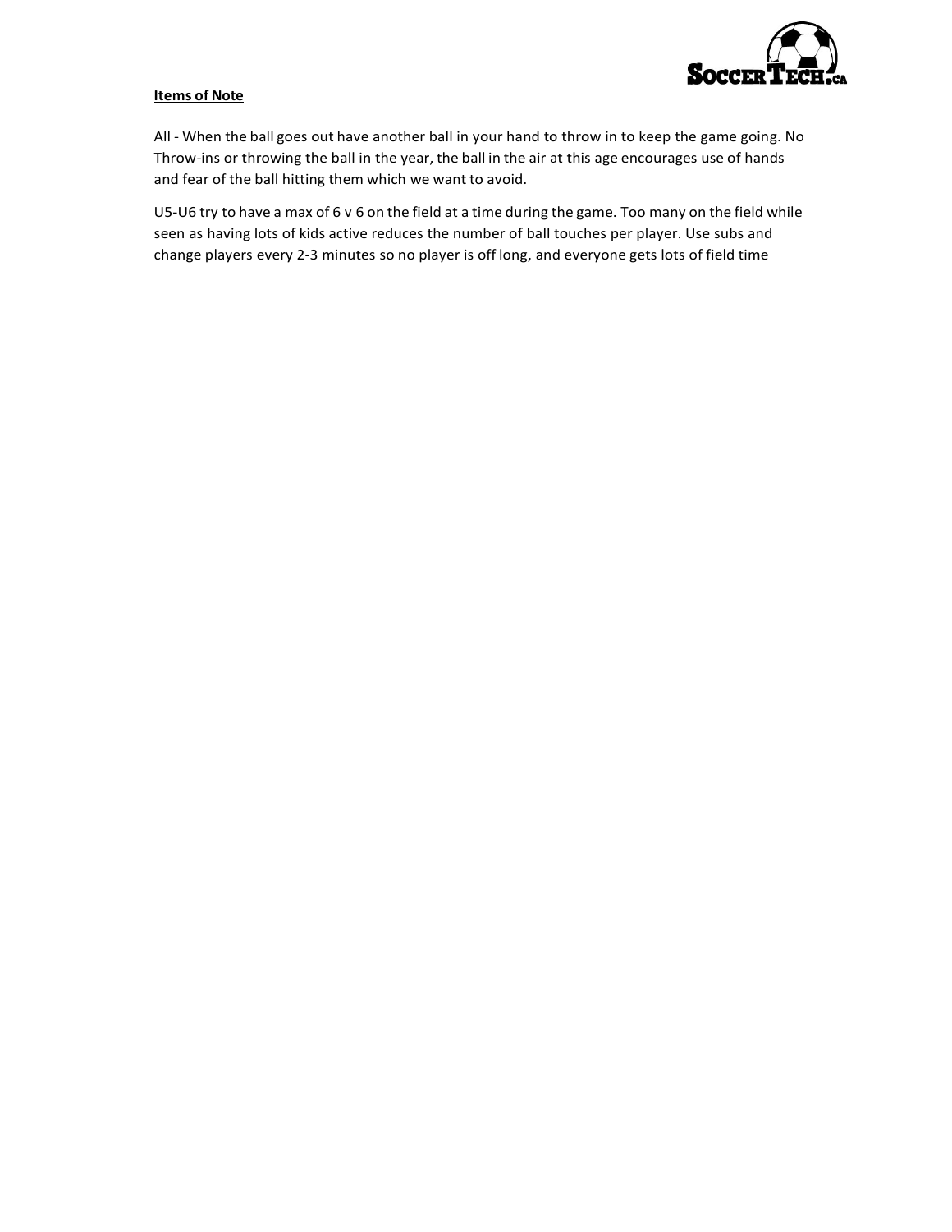**Items of Note**

All - When the ball goes out have another ball in your hand to throw in to keep the game going. No Throw-ins or throwing the ball in the year, the ball in the air at this age encourages use of hands and fear of the ball hitting them which we want to avoid.

U5-U6 try to have a max of 6 v 6 on the field at a time during the game. Too many on the field while seen as having lots of kids active reduces the number of ball touches per player. Use subs and change players every 2-3 minutes so no player is off long, and everyone gets lots of field time